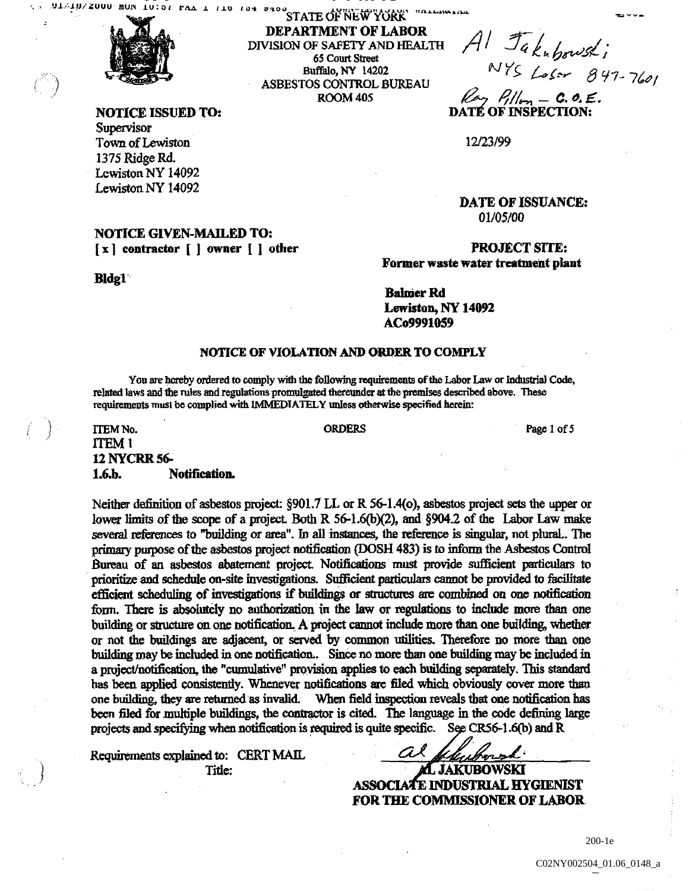STATE OF NEW YORK
**DEPARTMENT OF LABOR**
DIVISION OF SAFETY AND HEALTH
65 Court Street
Buffalo, NY 14202
ASBESTOS CONTROL BUREAU
ROOM 405

Al Jakubowski
NYS Labor 847-7601
Ray Allen – C.O.E.

**NOTICE ISSUED TO:**
Supervisor
Town of Lewiston
1375 Ridge Rd.
Lewiston NY 14092
Lewiston NY 14092

**DATE OF INSPECTION:**
12/23/99

**DATE OF ISSUANCE:**
01/05/00

**NOTICE GIVEN-MAILED TO:**
**[x] contractor [ ] owner [ ] other**

**Bldg1**

**PROJECT SITE:**
**Former waste water treatment plant**

**Balmer Rd**
**Lewiston, NY 14092**
**ACo9991059**

**NOTICE OF VIOLATION AND ORDER TO COMPLY**

You are hereby ordered to comply with the following requirements of the Labor Law or Industrial Code, related laws and the rules and regulations promulgated thereunder at the premises described above. These requirements must be complied with IMMEDIATELY unless otherwise specified herein:

ITEM No. ORDERS Page 1 of 5

ITEM 1
**12 NYCRR 56-**
**1.6.b. Notification.**

Neither definition of asbestos project: §901.7 LL or R 56-1.4(o), asbestos project sets the upper or lower limits of the scope of a project. Both R 56-1.6(b)(2), and §904.2 of the Labor Law make several references to "building or area". In all instances, the reference is singular, not plural.. The primary purpose of the asbestos project notification (DOSH 483) is to inform the Asbestos Control Bureau of an asbestos abatement project. Notifications must provide sufficient particulars to prioritize and schedule on-site investigations. Sufficient particulars cannot be provided to facilitate efficient scheduling of investigations if buildings or structures are combined on one notification form. There is absolutely no authorization in the law or regulations to include more than one building or structure on one notification. A project cannot include more than one building, whether or not the buildings are adjacent, or served by common utilities. Therefore no more than one building may be included in one notification.. Since no more than one building may be included in a project/notification, the "cumulative" provision applies to each building separately. This standard has been applied consistently. Whenever notifications are filed which obviously cover more than one building, they are returned as invalid. When field inspection reveals that one notification has been filed for multiple buildings, the contractor is cited. The language in the code defining large projects and specifying when notification is required is quite specific. See CR56-1.6(b) and R

Requirements explained to: CERT MAIL
Title:

Al Jakubowski
**AL JAKUBOWSKI**
**ASSOCIATE INDUSTRIAL HYGIENIST**
**FOR THE COMMISSIONER OF LABOR**

200-1e

C02NY002504_01.06_0148_a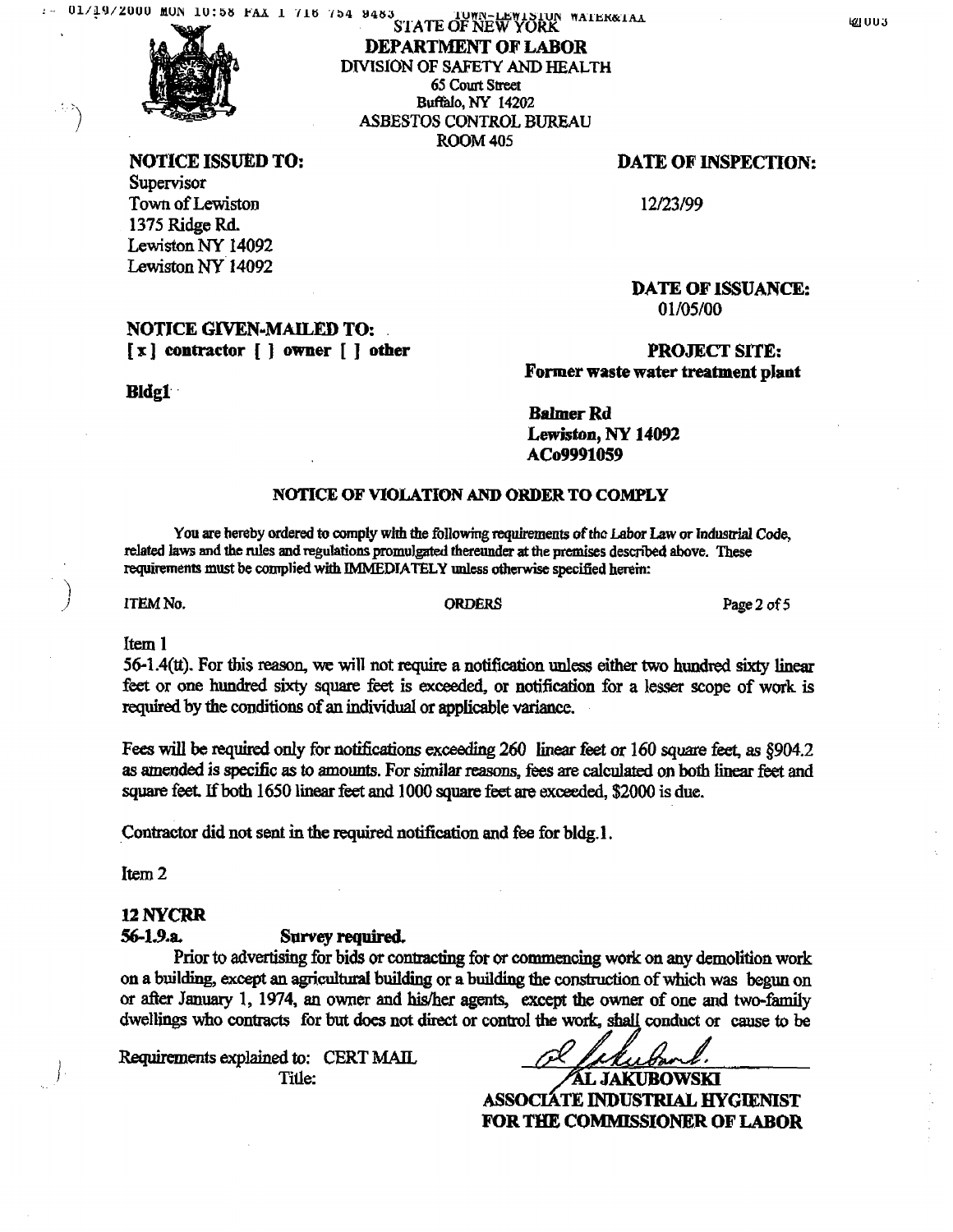STATE OF NEW YORK
**DEPARTMENT OF LABOR**
DIVISION OF SAFETY AND HEALTH
65 Court Street
Buffalo, NY 14202
ASBESTOS CONTROL BUREAU
ROOM 405

**NOTICE ISSUED TO:**
Supervisor
Town of Lewiston
1375 Ridge Rd.
Lewiston NY 14092
Lewiston NY 14092

**DATE OF INSPECTION:**
12/23/99

**DATE OF ISSUANCE:**
01/05/00

**NOTICE GIVEN-MAILED TO:**
**[x] contractor [ ] owner [ ] other**

**Bldg1**

**PROJECT SITE:**
**Former waste water treatment plant**

**Balmer Rd**
**Lewiston, NY 14092**
**ACo9991059**

**NOTICE OF VIOLATION AND ORDER TO COMPLY**

You are hereby ordered to comply with the following requirements of the Labor Law or Industrial Code, related laws and the rules and regulations promulgated thereunder at the premises described above. These requirements must be complied with IMMEDIATELY unless otherwise specified herein:

ITEM No. ORDERS

Item 1

56-1.4(tt). For this reason, we will not require a notification unless either two hundred sixty linear feet or one hundred sixty square feet is exceeded, or notification for a lesser scope of work is required by the conditions of an individual or applicable variance.

Fees will be required only for notifications exceeding 260 linear feet or 160 square feet, as §904.2 as amended is specific as to amounts. For similar reasons, fees are calculated on both linear feet and square feet. If both 1650 linear feet and 1000 square feet are exceeded, $2000 is due.

Contractor did not sent in the required notification and fee for bldg.1.

Item 2

**12 NYCRR**
**56-1.9.a. Survey required.**
Prior to advertising for bids or contracting for or commencing work on any demolition work on a building, except an agricultural building or a building the construction of which was begun on or after January 1, 1974, an owner and his/her agents, except the owner of one and two-family dwellings who contracts for but does not direct or control the work, shall conduct or cause to be

Requirements explained to: CERT MAIL
Title:

AL JAKUBOWSKI
**ASSOCIATE INDUSTRIAL HYGIENIST**
**FOR THE COMMISSIONER OF LABOR**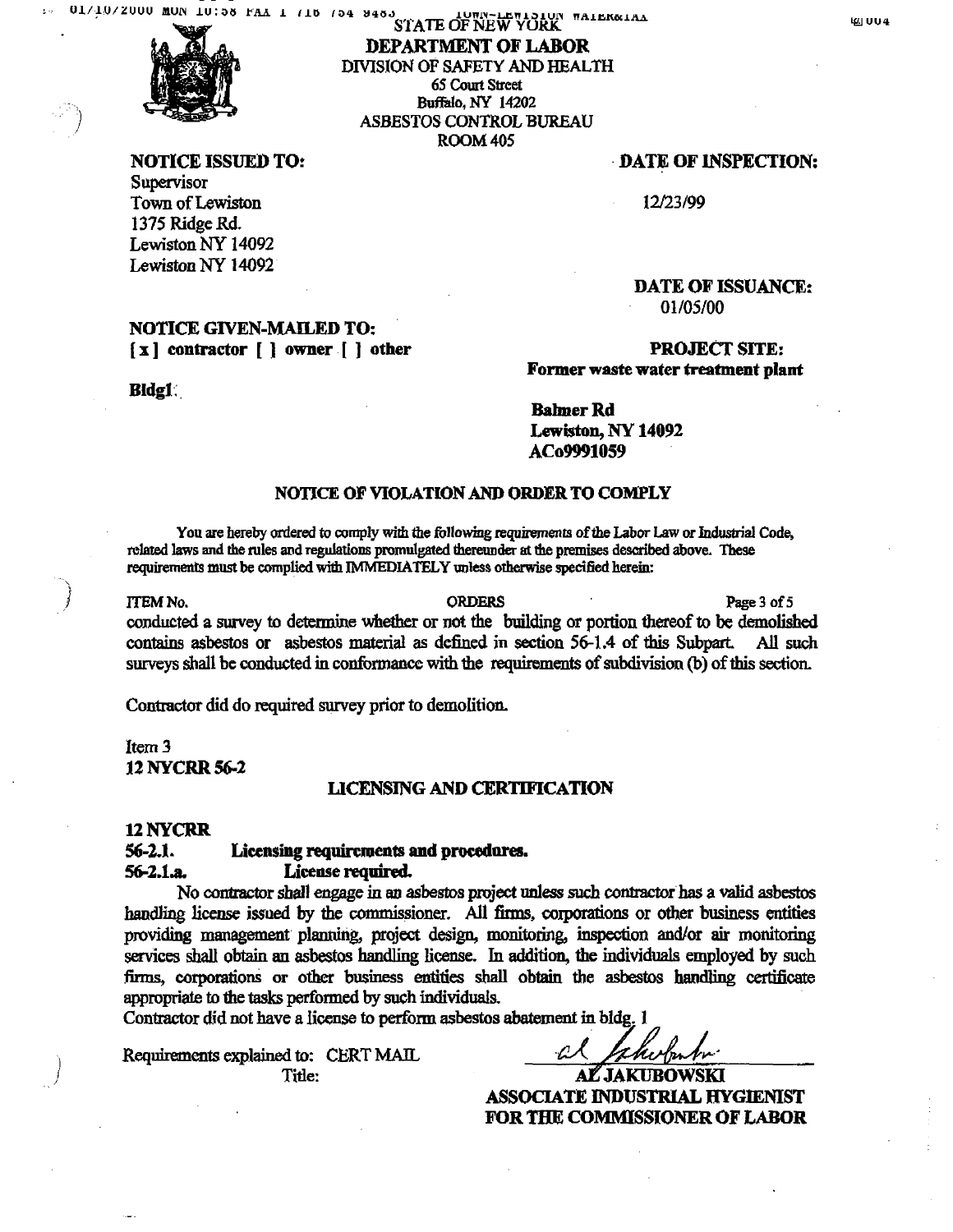STATE OF NEW YORK
**DEPARTMENT OF LABOR**
DIVISION OF SAFETY AND HEALTH
65 Court Street
Buffalo, NY 14202
ASBESTOS CONTROL BUREAU
ROOM 405

**NOTICE ISSUED TO:**
Supervisor
Town of Lewiston
1375 Ridge Rd.
Lewiston NY 14092
Lewiston NY 14092

**DATE OF INSPECTION:**
12/23/99

**DATE OF ISSUANCE:**
01/05/00

**NOTICE GIVEN-MAILED TO:**
**[x] contractor [ ] owner [ ] other**

**Bldg1**

**PROJECT SITE:**
**Former waste water treatment plant**

**Balmer Rd**
**Lewiston, NY 14092**
**ACo9991059**

**NOTICE OF VIOLATION AND ORDER TO COMPLY**

You are hereby ordered to comply with the following requirements of the Labor Law or Industrial Code, related laws and the rules and regulations promulgated thereunder at the premises described above. These requirements must be complied with IMMEDIATELY unless otherwise specified herein:

ITEM No. ORDERS Page 3 of 5

conducted a survey to determine whether or not the building or portion thereof to be demolished contains asbestos or asbestos material as defined in section 56-1.4 of this Subpart. All such surveys shall be conducted in conformance with the requirements of subdivision (b) of this section.

Contractor did do required survey prior to demolition.

Item 3
**12 NYCRR 56-2**

**LICENSING AND CERTIFICATION**

**12 NYCRR**
**56-2.1. Licensing requirements and procedures.**
**56-2.1.a. License required.**

No contractor shall engage in an asbestos project unless such contractor has a valid asbestos handling license issued by the commissioner. All firms, corporations or other business entities providing management planning, project design, monitoring, inspection and/or air monitoring services shall obtain an asbestos handling license. In addition, the individuals employed by such firms, corporations or other business entities shall obtain the asbestos handling certificate appropriate to the tasks performed by such individuals.
Contractor did not have a license to perform asbestos abatement in bldg. 1

Requirements explained to: CERT MAIL
Title:

**AL JAKUBOWSKI**
**ASSOCIATE INDUSTRIAL HYGIENIST**
**FOR THE COMMISSIONER OF LABOR**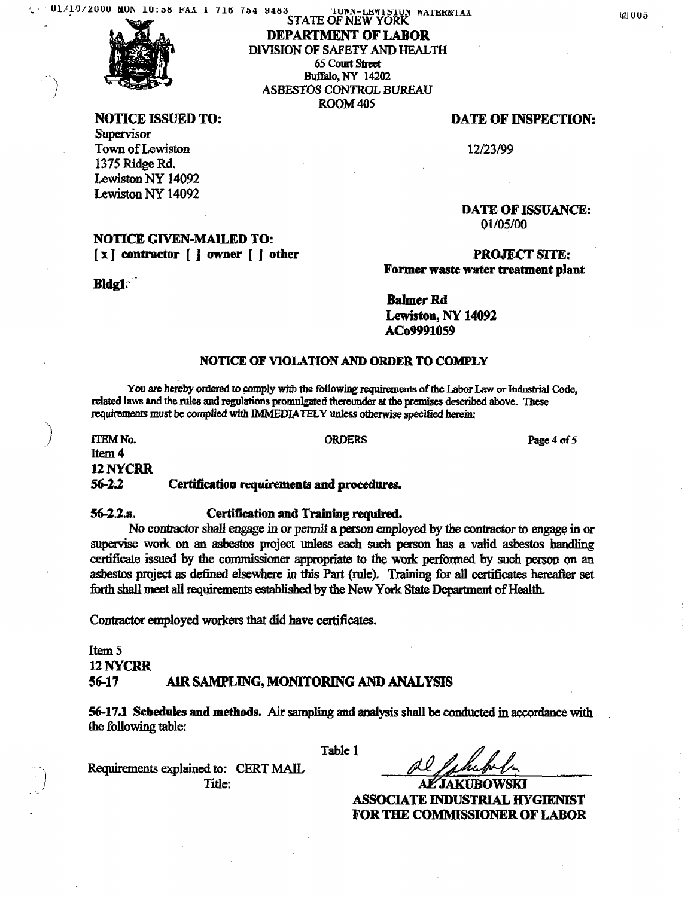STATE OF NEW YORK

**DEPARTMENT OF LABOR**

DIVISION OF SAFETY AND HEALTH
65 Court Street
Buffalo, NY 14202
ASBESTOS CONTROL BUREAU
ROOM 405

**NOTICE ISSUED TO:**
Supervisor
Town of Lewiston
1375 Ridge Rd.
Lewiston NY 14092
Lewiston NY 14092

**DATE OF INSPECTION:**
12/23/99

**DATE OF ISSUANCE:**
01/05/00

**NOTICE GIVEN-MAILED TO:**
**[x] contractor [ ] owner [ ] other**

**Bldg1:**

**PROJECT SITE:**
**Former waste water treatment plant**

**Balmer Rd**
**Lewiston, NY 14092**
**ACo9991059**

## NOTICE OF VIOLATION AND ORDER TO COMPLY

You are hereby ordered to comply with the following requirements of the Labor Law or Industrial Code, related laws and the rules and regulations promulgated thereunder at the premises described above. These requirements must be complied with IMMEDIATELY unless otherwise specified herein:

ITEM No. ORDERS

Item 4
**12 NYCRR**
**56-2.2 Certification requirements and procedures.**

**56-2.2.a. Certification and Training required.**
No contractor shall engage in or permit a person employed by the contractor to engage in or supervise work on an asbestos project unless each such person has a valid asbestos handling certificate issued by the commissioner appropriate to the work performed by such person on an asbestos project as defined elsewhere in this Part (rule). Training for all certificates hereafter set forth shall meet all requirements established by the New York State Department of Health.

Contractor employed workers that did have certificates.

Item 5
**12 NYCRR**
**56-17 AIR SAMPLING, MONITORING AND ANALYSIS**

**56-17.1 Schedules and methods.** Air sampling and analysis shall be conducted in accordance with the following table:

Table 1

Requirements explained to: CERT MAIL
Title:

AL JAKUBOWSKI
**ASSOCIATE INDUSTRIAL HYGIENIST**
**FOR THE COMMISSIONER OF LABOR**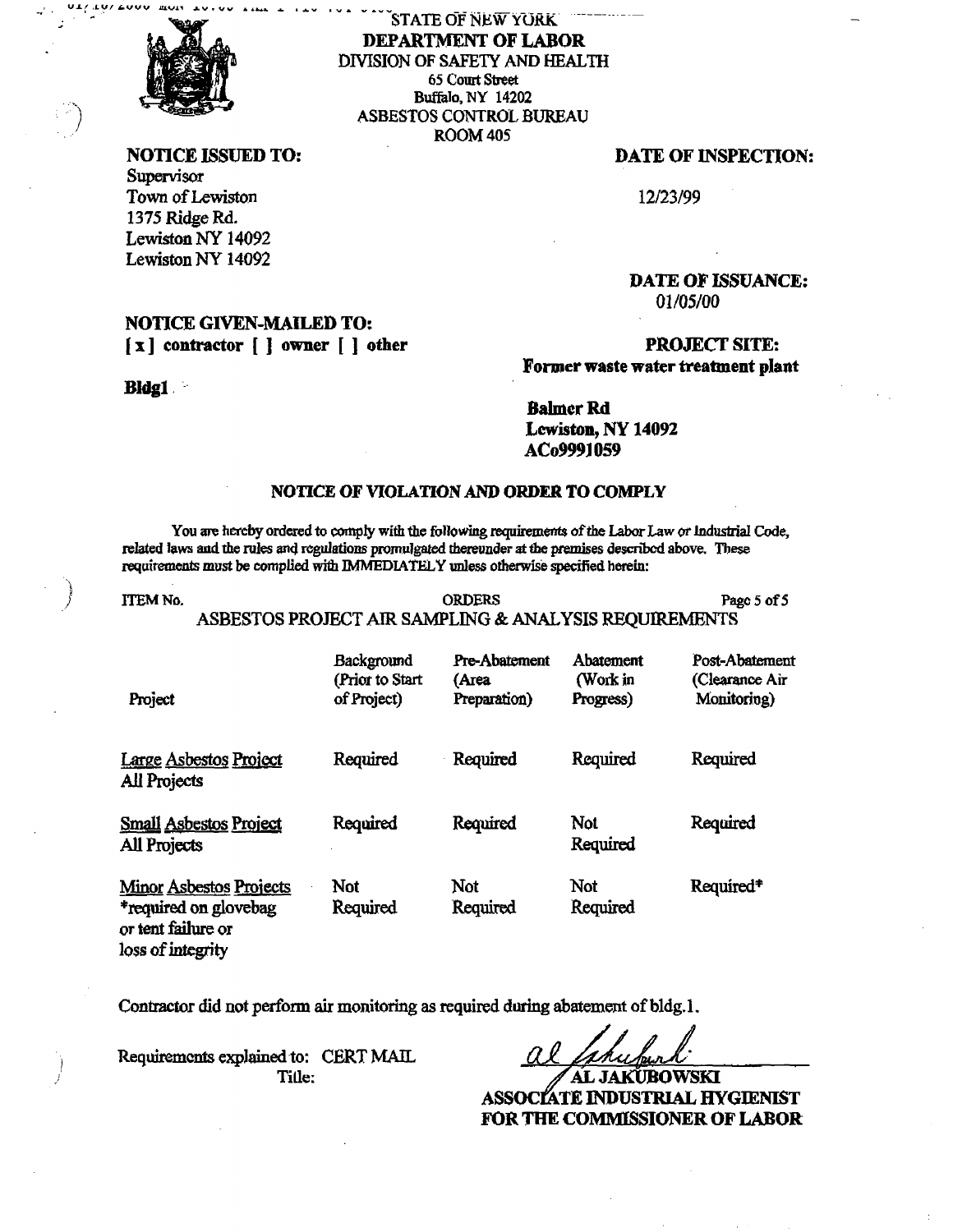STATE OF NEW YORK
**DEPARTMENT OF LABOR**
DIVISION OF SAFETY AND HEALTH
65 Court Street
Buffalo, NY 14202
ASBESTOS CONTROL BUREAU
ROOM 405

**NOTICE ISSUED TO:**
Supervisor
Town of Lewiston
1375 Ridge Rd.
Lewiston NY 14092
Lewiston NY 14092

**DATE OF INSPECTION:**
12/23/99

**DATE OF ISSUANCE:**
01/05/00

**NOTICE GIVEN-MAILED TO:**
**[x] contractor [ ] owner [ ] other**

**Bldg1**

**PROJECT SITE:**
**Former waste water treatment plant**

**Balmer Rd**
**Lewiston, NY 14092**
**ACo9991059**

**NOTICE OF VIOLATION AND ORDER TO COMPLY**

You are hereby ordered to comply with the following requirements of the Labor Law or Industrial Code, related laws and the rules and regulations promulgated thereunder at the premises described above. These requirements must be complied with IMMEDIATELY unless otherwise specified herein:

ITEM No. ORDERS

ASBESTOS PROJECT AIR SAMPLING & ANALYSIS REQUIREMENTS

| Project | Background (Prior to Start of Project) | Pre-Abatement (Area Preparation) | Abatement (Work in Progress) | Post-Abatement (Clearance Air Monitoring) |
|---|---|---|---|---|
| Large Asbestos Project All Projects | Required | Required | Required | Required |
| Small Asbestos Project All Projects | Required | Required | Not Required | Required |
| Minor Asbestos Projects *required on glovebag or tent failure or loss of integrity | Not Required | Not Required | Not Required | Required* |

Contractor did not perform air monitoring as required during abatement of bldg.1.

Requirements explained to: CERT MAIL
Title:

AL JAKUBOWSKI
**ASSOCIATE INDUSTRIAL HYGIENIST**
**FOR THE COMMISSIONER OF LABOR**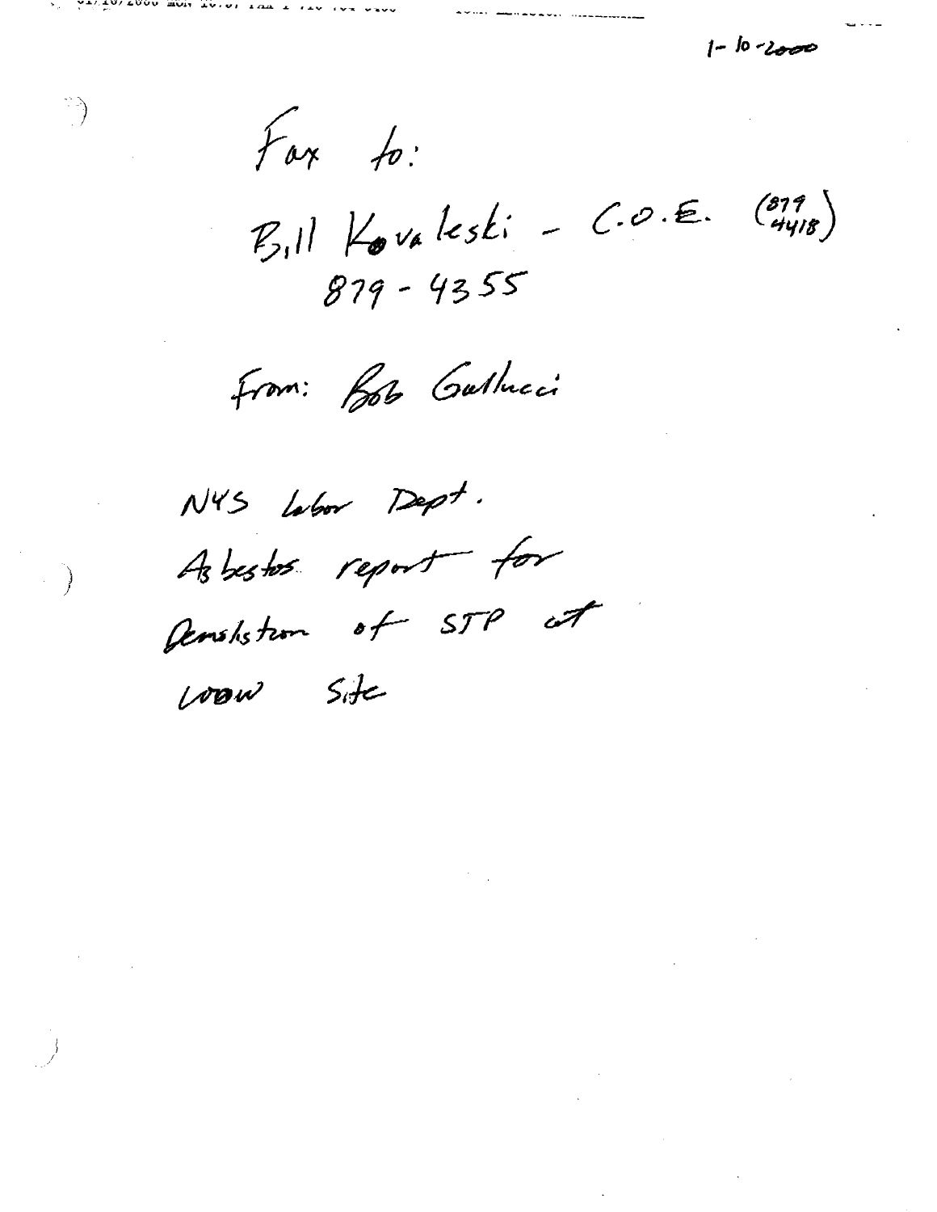1-10-2000

Fax to:

Bill Kovaleski - C.O.E. (879 / 4418)
879-4355

From: Bob Gallucci

NYS Labor Dept.
Asbestos report for
Demolition of STP at
WOW Site